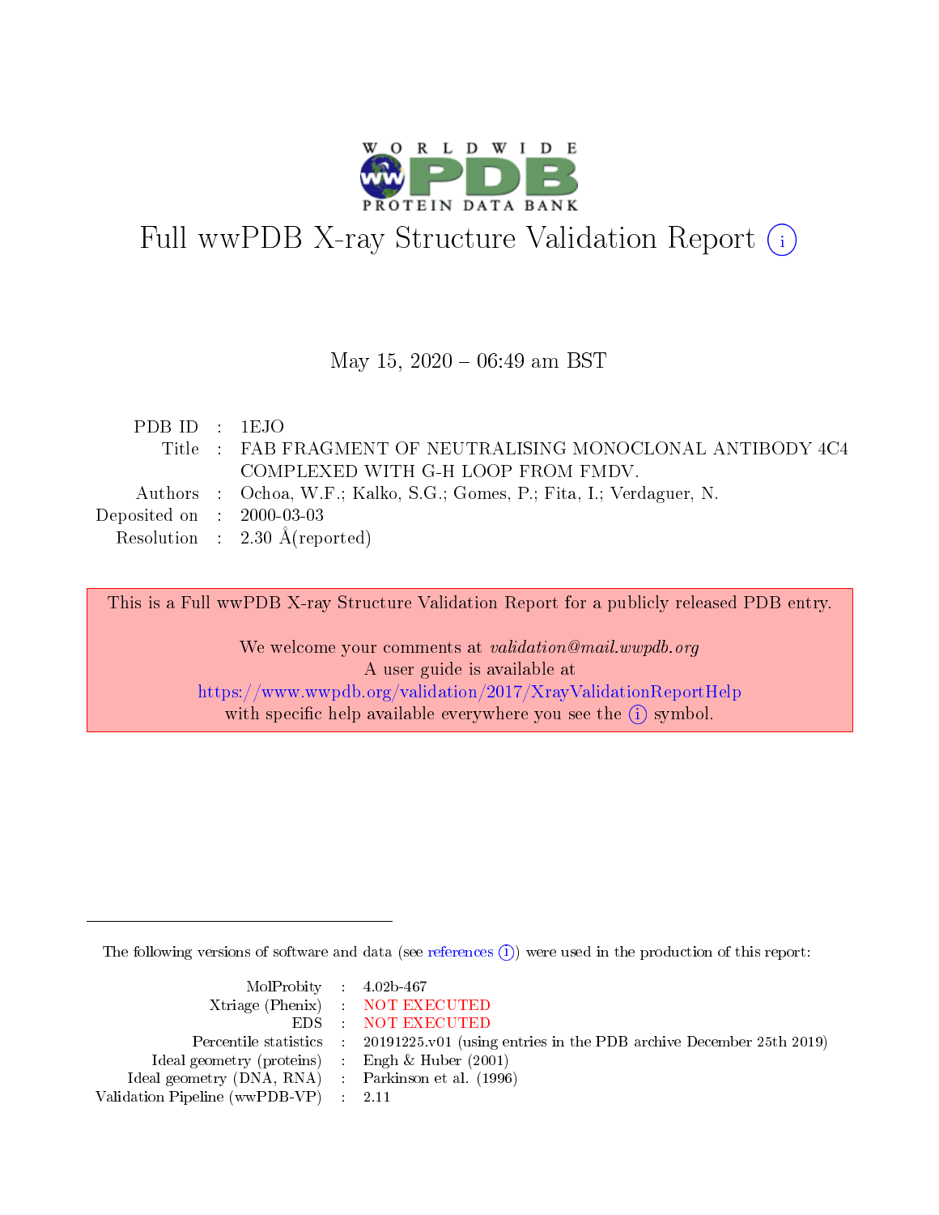# Full wwPDB X-ray Structure Validation Report (i)

May 15, 2020 – 06:49 am BST

| | | |
|---|---|---|
| PDB ID | : | 1EJO |
| Title | : | FAB FRAGMENT OF NEUTRALISING MONOCLONAL ANTIBODY 4C4 COMPLEXED WITH G-H LOOP FROM FMDV. |
| Authors | : | Ochoa, W.F.; Kalko, S.G.; Gomes, P.; Fita, I.; Verdaguer, N. |
| Deposited on | : | 2000-03-03 |
| Resolution | : | 2.30 Å(reported) |

This is a Full wwPDB X-ray Structure Validation Report for a publicly released PDB entry.

We welcome your comments at *validation@mail.wwpdb.org*
A user guide is available at
https://www.wwpdb.org/validation/2017/XrayValidationReportHelp
with specific help available everywhere you see the (i) symbol.

The following versions of software and data (see references (i)) were used in the production of this report:

| | | |
|---|---|---|
| MolProbity | : | 4.02b-467 |
| Xtriage (Phenix) | : | NOT EXECUTED |
| EDS | : | NOT EXECUTED |
| Percentile statistics | : | 20191225.v01 (using entries in the PDB archive December 25th 2019) |
| Ideal geometry (proteins) | : | Engh & Huber (2001) |
| Ideal geometry (DNA, RNA) | : | Parkinson et al. (1996) |
| Validation Pipeline (wwPDB-VP) | : | 2.11 |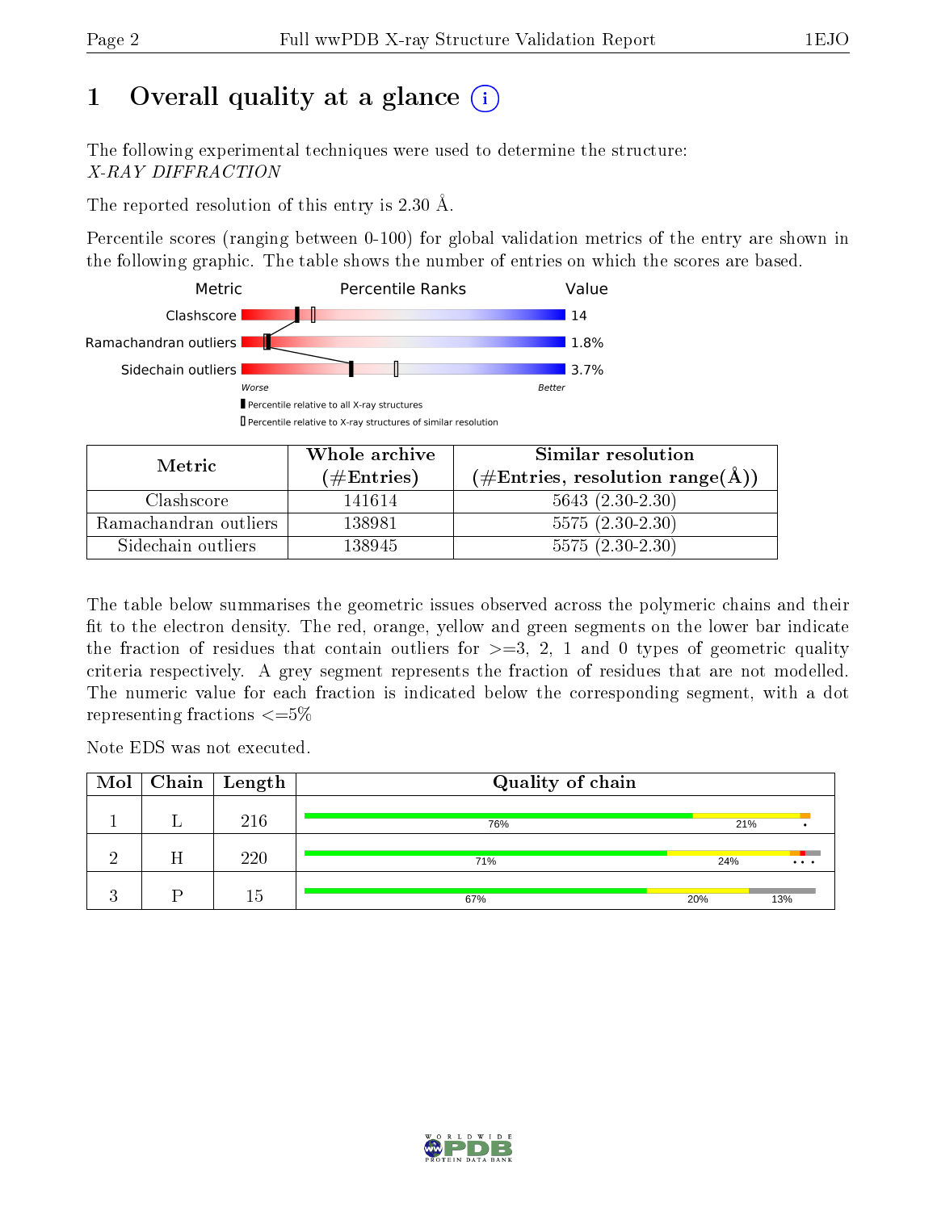# 1 Overall quality at a glance

The following experimental techniques were used to determine the structure:
*X-RAY DIFFRACTION*

The reported resolution of this entry is 2.30 Å.

Percentile scores (ranging between 0-100) for global validation metrics of the entry are shown in the following graphic. The table shows the number of entries on which the scores are based.

| Metric | Value |
|---|---|
| Clashscore | 14 |
| Ramachandran outliers | 1.8% |
| Sidechain outliers | 3.7% |

| Metric | Whole archive (#Entries) | Similar resolution (#Entries, resolution range(Å)) |
|---|---|---|
| Clashscore | 141614 | 5643 (2.30-2.30) |
| Ramachandran outliers | 138981 | 5575 (2.30-2.30) |
| Sidechain outliers | 138945 | 5575 (2.30-2.30) |

The table below summarises the geometric issues observed across the polymeric chains and their fit to the electron density. The red, orange, yellow and green segments on the lower bar indicate the fraction of residues that contain outliers for >=3, 2, 1 and 0 types of geometric quality criteria respectively. A grey segment represents the fraction of residues that are not modelled. The numeric value for each fraction is indicated below the corresponding segment, with a dot representing fractions <=5%

Note EDS was not executed.

| Mol | Chain | Length | Quality of chain |
|---|---|---|---|
| 1 | L | 216 | 76% 21% • |
| 2 | H | 220 | 71% 24% • • • |
| 3 | P | 15 | 67% 20% 13% |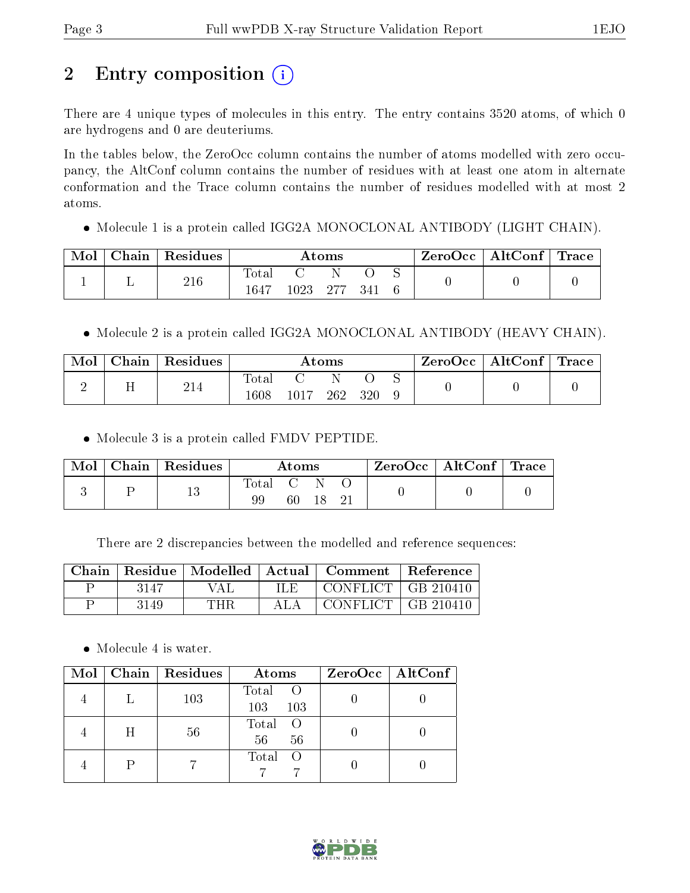# 2 Entry composition

There are 4 unique types of molecules in this entry. The entry contains 3520 atoms, of which 0 are hydrogens and 0 are deuteriums.

In the tables below, the ZeroOcc column contains the number of atoms modelled with zero occupancy, the AltConf column contains the number of residues with at least one atom in alternate conformation and the Trace column contains the number of residues modelled with at most 2 atoms.

- Molecule 1 is a protein called IGG2A MONOCLONAL ANTIBODY (LIGHT CHAIN).

| Mol | Chain | Residues | Atoms | | | | | ZeroOcc | AltConf | Trace |
|---|---|---|---|---|---|---|---|---|---|---|
| 1 | L | 216 | Total<br>1647 | C<br>1023 | N<br>277 | O<br>341 | S<br>6 | 0 | 0 | 0 |

- Molecule 2 is a protein called IGG2A MONOCLONAL ANTIBODY (HEAVY CHAIN).

| Mol | Chain | Residues | Atoms | | | | | ZeroOcc | AltConf | Trace |
|---|---|---|---|---|---|---|---|---|---|---|
| 2 | H | 214 | Total<br>1608 | C<br>1017 | N<br>262 | O<br>320 | S<br>9 | 0 | 0 | 0 |

- Molecule 3 is a protein called FMDV PEPTIDE.

| Mol | Chain | Residues | Atoms | | | | ZeroOcc | AltConf | Trace |
|---|---|---|---|---|---|---|---|---|---|
| 3 | P | 13 | Total<br>99 | C<br>60 | N<br>18 | O<br>21 | 0 | 0 | 0 |

There are 2 discrepancies between the modelled and reference sequences:

| Chain | Residue | Modelled | Actual | Comment | Reference |
|---|---|---|---|---|---|
| P | 3147 | VAL | ILE | CONFLICT | GB 210410 |
| P | 3149 | THR | ALA | CONFLICT | GB 210410 |

- Molecule 4 is water.

| Mol | Chain | Residues | Atoms | | ZeroOcc | AltConf |
|---|---|---|---|---|---|---|
| 4 | L | 103 | Total<br>103 | O<br>103 | 0 | 0 |
| 4 | H | 56 | Total<br>56 | O<br>56 | 0 | 0 |
| 4 | P | 7 | Total<br>7 | O<br>7 | 0 | 0 |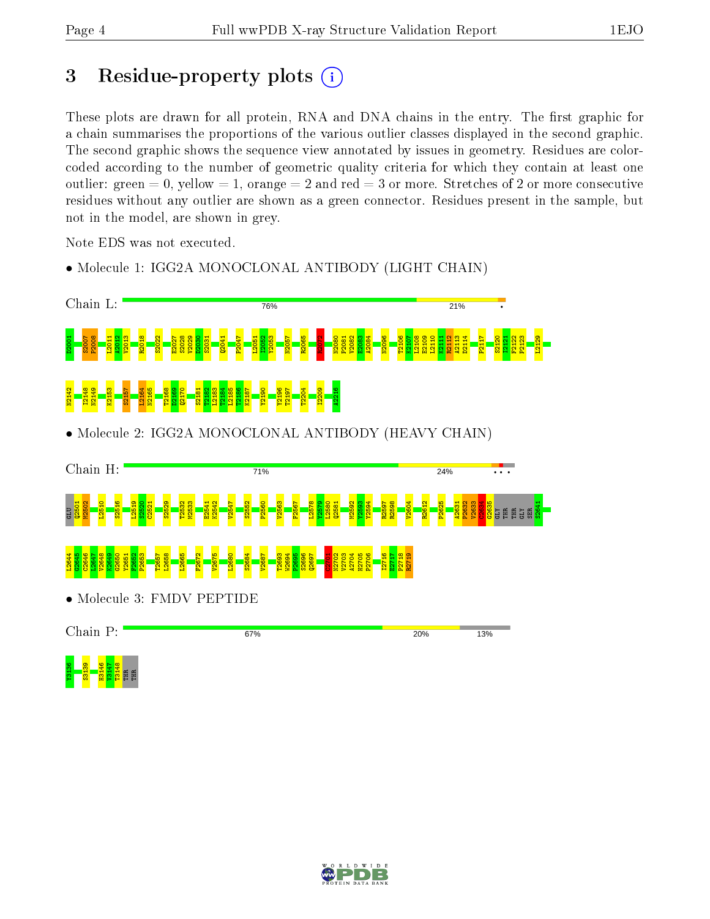# 3 Residue-property plots

These plots are drawn for all protein, RNA and DNA chains in the entry. The first graphic for a chain summarises the proportions of the various outlier classes displayed in the second graphic. The second graphic shows the sequence view annotated by issues in geometry. Residues are color-coded according to the number of geometric quality criteria for which they contain at least one outlier: green = 0, yellow = 1, orange = 2 and red = 3 or more. Stretches of 2 or more consecutive residues without any outlier are shown as a green connector. Residues present in the sample, but not in the model, are shown in grey.

Note EDS was not executed.

- Molecule 1: IGG2A MONOCLONAL ANTIBODY (LIGHT CHAIN)

Chain L: 76% | 21% | •

D2001 S2007 P2008 L2011 A2012 V2013 R2018 S2022 E2027 S2028 V2029 D2030 S2031 Q2041 P2047 L2051 I2052 Y2053 N2057 R2065 R2072 N2080 P2081 V2082 E2083 A2084 N2096 T2106 K2107 L2108 E2109 L2110 K2111 R2112 A2113 D2114 P2117 S2120 I2121 F2122 P2123 L2129 N2142 I2148 N2149 K2153 S2157 L2164 N2165 T2168 D2169 Q2170 S2181 T2182 L2183 T2184 L2185 T2186 K2187 Y2190 Y2196 T2197 T2204 I2209 A2216

- Molecule 2: IGG2A MONOCLONAL ANTIBODY (HEAVY CHAIN)

Chain H: 71% | 24% | • • •

GLU Q2501 M2502 L2510 S2516 L2519 S2520 C2521 S2529 T2532 M2533 E2541 K2542 V2547 S2552 P2560 V2563 F2567 L2578 Y2579 L2580 Q2581 M2592 Y2593 Y2594 R2597 R2598 V2604 R2612 P2625 A2631 P2632 V2633 C2634 G2635 GLY THR THR GLY SER S2641 L2644 G2645 C2646 L2647 V2648 K2649 G2650 Y2651 F2652 P2653 T2657 L2658 L2665 F2672 V2675 L2680 S2684 V2687 T2693 W2694 P2695 S2696 Q2697 C2701 N2702 V2703 A2704 H2705 P2706 I2716 E2717 P2718 R2719

- Molecule 3: FMDV PEPTIDE

Chain P: 67% | 20% | 13%

Y3136 S3139 H3146 V3147 T3148 THR THR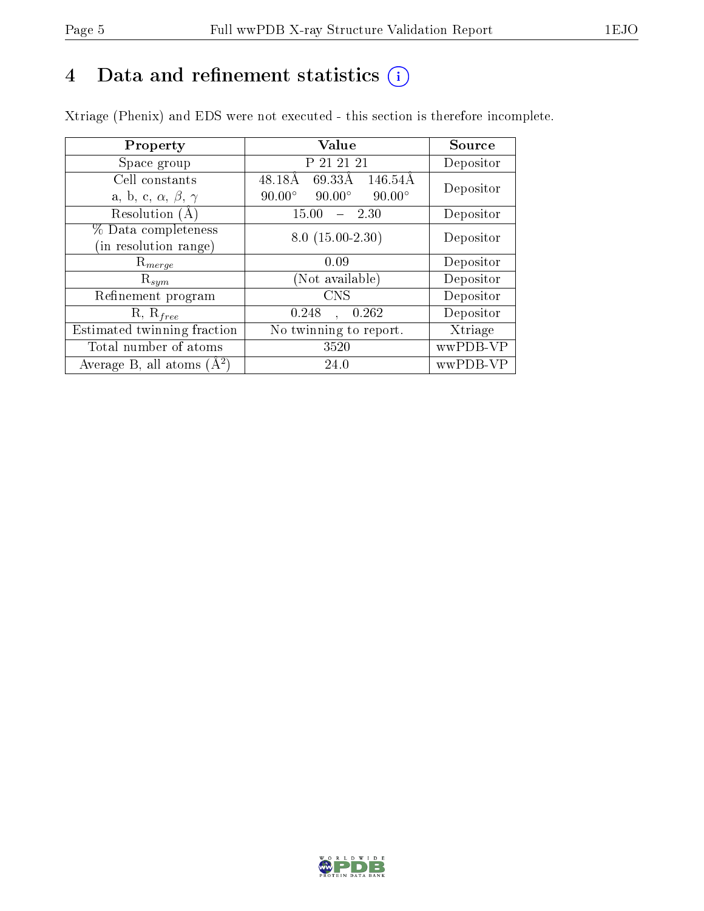# 4 Data and refinement statistics ⓘ

Xtriage (Phenix) and EDS were not executed - this section is therefore incomplete.

| Property | Value | Source |
|---|---|---|
| Space group | P 21 21 21 | Depositor |
| Cell constants<br>a, b, c, $\alpha$, $\beta$, $\gamma$ | 48.18Å 69.33Å 146.54Å<br>90.00° 90.00° 90.00° | Depositor |
| Resolution (Å) | 15.00 – 2.30 | Depositor |
| % Data completeness<br>(in resolution range) | 8.0 (15.00-2.30) | Depositor |
| $R_{merge}$ | 0.09 | Depositor |
| $R_{sym}$ | (Not available) | Depositor |
| Refinement program | CNS | Depositor |
| R, $R_{free}$ | 0.248 , 0.262 | Depositor |
| Estimated twinning fraction | No twinning to report. | Xtriage |
| Total number of atoms | 3520 | wwPDB-VP |
| Average B, all atoms (Å$^2$) | 24.0 | wwPDB-VP |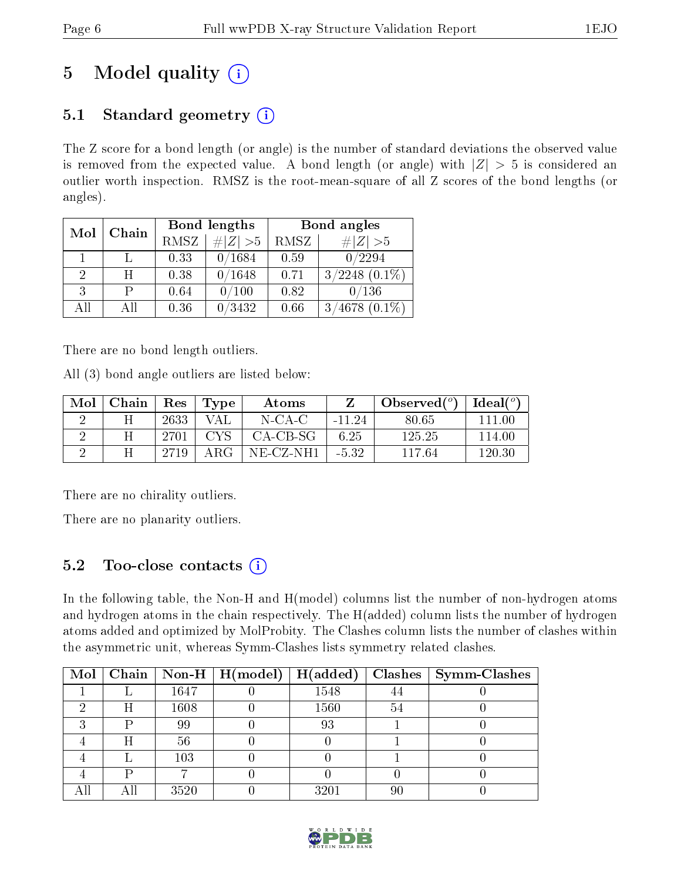# 5 Model quality

## 5.1 Standard geometry

The Z score for a bond length (or angle) is the number of standard deviations the observed value is removed from the expected value. A bond length (or angle) with $|Z| > 5$ is considered an outlier worth inspection. RMSZ is the root-mean-square of all Z scores of the bond lengths (or angles).

| Mol | Chain | Bond lengths | | Bond angles | |
|---|---|---|---|---|---|
| | | RMSZ | #$\|Z\|$ >5 | RMSZ | #$\|Z\|$ >5 |
| 1 | L | 0.33 | 0/1684 | 0.59 | 0/2294 |
| 2 | H | 0.38 | 0/1648 | 0.71 | 3/2248 (0.1%) |
| 3 | P | 0.64 | 0/100 | 0.82 | 0/136 |
| All | All | 0.36 | 0/3432 | 0.66 | 3/4678 (0.1%) |

There are no bond length outliers.

All (3) bond angle outliers are listed below:

| Mol | Chain | Res | Type | Atoms | Z | Observed(°) | Ideal(°) |
|---|---|---|---|---|---|---|---|
| 2 | H | 2633 | VAL | N-CA-C | -11.24 | 80.65 | 111.00 |
| 2 | H | 2701 | CYS | CA-CB-SG | 6.25 | 125.25 | 114.00 |
| 2 | H | 2719 | ARG | NE-CZ-NH1 | -5.32 | 117.64 | 120.30 |

There are no chirality outliers.

There are no planarity outliers.

## 5.2 Too-close contacts

In the following table, the Non-H and H(model) columns list the number of non-hydrogen atoms and hydrogen atoms in the chain respectively. The H(added) column lists the number of hydrogen atoms added and optimized by MolProbity. The Clashes column lists the number of clashes within the asymmetric unit, whereas Symm-Clashes lists symmetry related clashes.

| Mol | Chain | Non-H | H(model) | H(added) | Clashes | Symm-Clashes |
|---|---|---|---|---|---|---|
| 1 | L | 1647 | 0 | 1548 | 44 | 0 |
| 2 | H | 1608 | 0 | 1560 | 54 | 0 |
| 3 | P | 99 | 0 | 93 | 1 | 0 |
| 4 | H | 56 | 0 | 0 | 1 | 0 |
| 4 | L | 103 | 0 | 0 | 1 | 0 |
| 4 | P | 7 | 0 | 0 | 0 | 0 |
| All | All | 3520 | 0 | 3201 | 90 | 0 |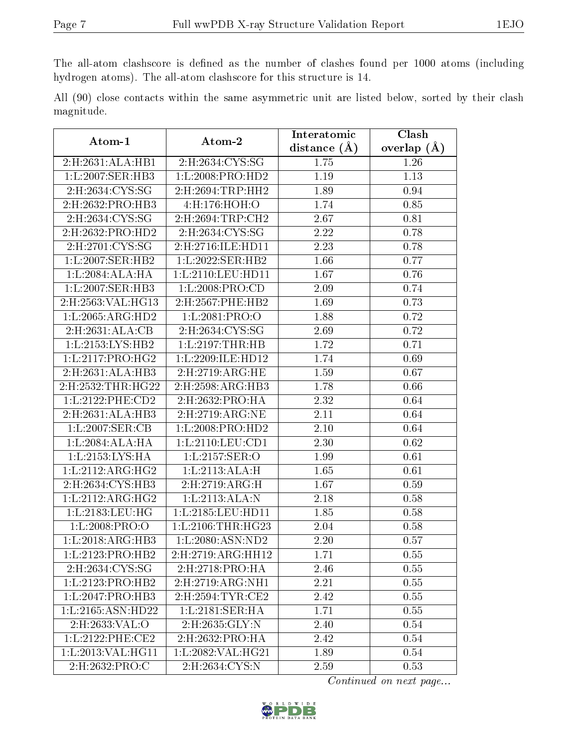The all-atom clashscore is defined as the number of clashes found per 1000 atoms (including hydrogen atoms). The all-atom clashscore for this structure is 14.

All (90) close contacts within the same asymmetric unit are listed below, sorted by their clash magnitude.

| Atom-1 | Atom-2 | Interatomic distance (Å) | Clash overlap (Å) |
|---|---|---|---|
| 2:H:2631:ALA:HB1 | 2:H:2634:CYS:SG | 1.75 | 1.26 |
| 1:L:2007:SER:HB3 | 1:L:2008:PRO:HD2 | 1.19 | 1.13 |
| 2:H:2634:CYS:SG | 2:H:2694:TRP:HH2 | 1.89 | 0.94 |
| 2:H:2632:PRO:HB3 | 4:H:176:HOH:O | 1.74 | 0.85 |
| 2:H:2634:CYS:SG | 2:H:2694:TRP:CH2 | 2.67 | 0.81 |
| 2:H:2632:PRO:HD2 | 2:H:2634:CYS:SG | 2.22 | 0.78 |
| 2:H:2701:CYS:SG | 2:H:2716:ILE:HD11 | 2.23 | 0.78 |
| 1:L:2007:SER:HB2 | 1:L:2022:SER:HB2 | 1.66 | 0.77 |
| 1:L:2084:ALA:HA | 1:L:2110:LEU:HD11 | 1.67 | 0.76 |
| 1:L:2007:SER:HB3 | 1:L:2008:PRO:CD | 2.09 | 0.74 |
| 2:H:2563:VAL:HG13 | 2:H:2567:PHE:HB2 | 1.69 | 0.73 |
| 1:L:2065:ARG:HD2 | 1:L:2081:PRO:O | 1.88 | 0.72 |
| 2:H:2631:ALA:CB | 2:H:2634:CYS:SG | 2.69 | 0.72 |
| 1:L:2153:LYS:HB2 | 1:L:2197:THR:HB | 1.72 | 0.71 |
| 1:L:2117:PRO:HG2 | 1:L:2209:ILE:HD12 | 1.74 | 0.69 |
| 2:H:2631:ALA:HB3 | 2:H:2719:ARG:HE | 1.59 | 0.67 |
| 2:H:2532:THR:HG22 | 2:H:2598:ARG:HB3 | 1.78 | 0.66 |
| 1:L:2122:PHE:CD2 | 2:H:2632:PRO:HA | 2.32 | 0.64 |
| 2:H:2631:ALA:HB3 | 2:H:2719:ARG:NE | 2.11 | 0.64 |
| 1:L:2007:SER:CB | 1:L:2008:PRO:HD2 | 2.10 | 0.64 |
| 1:L:2084:ALA:HA | 1:L:2110:LEU:CD1 | 2.30 | 0.62 |
| 1:L:2153:LYS:HA | 1:L:2157:SER:O | 1.99 | 0.61 |
| 1:L:2112:ARG:HG2 | 1:L:2113:ALA:H | 1.65 | 0.61 |
| 2:H:2634:CYS:HB3 | 2:H:2719:ARG:H | 1.67 | 0.59 |
| 1:L:2112:ARG:HG2 | 1:L:2113:ALA:N | 2.18 | 0.58 |
| 1:L:2183:LEU:HG | 1:L:2185:LEU:HD11 | 1.85 | 0.58 |
| 1:L:2008:PRO:O | 1:L:2106:THR:HG23 | 2.04 | 0.58 |
| 1:L:2018:ARG:HB3 | 1:L:2080:ASN:ND2 | 2.20 | 0.57 |
| 1:L:2123:PRO:HB2 | 2:H:2719:ARG:HH12 | 1.71 | 0.55 |
| 2:H:2634:CYS:SG | 2:H:2718:PRO:HA | 2.46 | 0.55 |
| 1:L:2123:PRO:HB2 | 2:H:2719:ARG:NH1 | 2.21 | 0.55 |
| 1:L:2047:PRO:HB3 | 2:H:2594:TYR:CE2 | 2.42 | 0.55 |
| 1:L:2165:ASN:HD22 | 1:L:2181:SER:HA | 1.71 | 0.55 |
| 2:H:2633:VAL:O | 2:H:2635:GLY:N | 2.40 | 0.54 |
| 1:L:2122:PHE:CE2 | 2:H:2632:PRO:HA | 2.42 | 0.54 |
| 1:L:2013:VAL:HG11 | 1:L:2082:VAL:HG21 | 1.89 | 0.54 |
| 2:H:2632:PRO:C | 2:H:2634:CYS:N | 2.59 | 0.53 |

*Continued on next page...*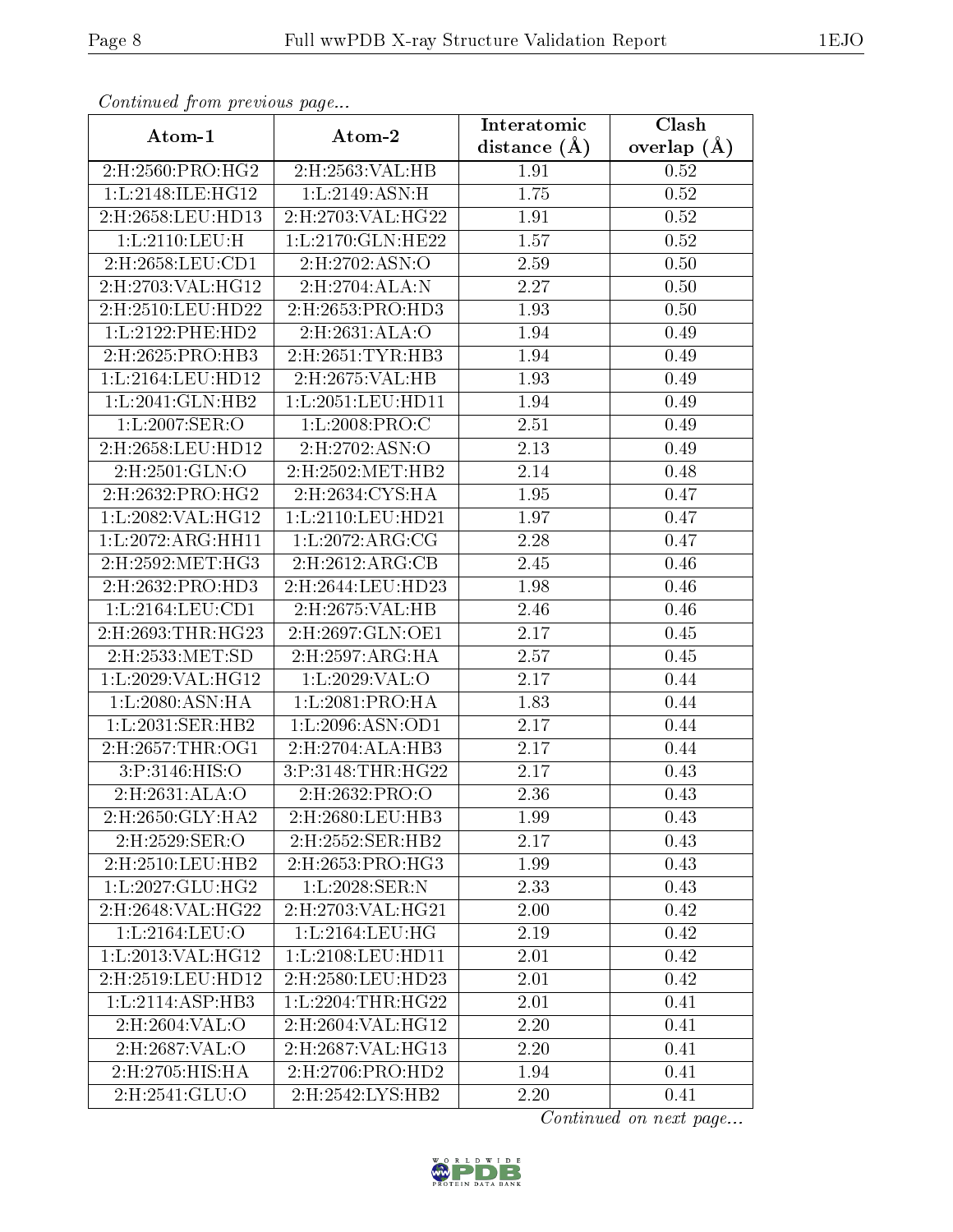*Continued from previous page...*

| Atom-1 | Atom-2 | Interatomic distance (Å) | Clash overlap (Å) |
| --- | --- | --- | --- |
| 2:H:2560:PRO:HG2 | 2:H:2563:VAL:HB | 1.91 | 0.52 |
| 1:L:2148:ILE:HG12 | 1:L:2149:ASN:H | 1.75 | 0.52 |
| 2:H:2658:LEU:HD13 | 2:H:2703:VAL:HG22 | 1.91 | 0.52 |
| 1:L:2110:LEU:H | 1:L:2170:GLN:HE22 | 1.57 | 0.52 |
| 2:H:2658:LEU:CD1 | 2:H:2702:ASN:O | 2.59 | 0.50 |
| 2:H:2703:VAL:HG12 | 2:H:2704:ALA:N | 2.27 | 0.50 |
| 2:H:2510:LEU:HD22 | 2:H:2653:PRO:HD3 | 1.93 | 0.50 |
| 1:L:2122:PHE:HD2 | 2:H:2631:ALA:O | 1.94 | 0.49 |
| 2:H:2625:PRO:HB3 | 2:H:2651:TYR:HB3 | 1.94 | 0.49 |
| 1:L:2164:LEU:HD12 | 2:H:2675:VAL:HB | 1.93 | 0.49 |
| 1:L:2041:GLN:HB2 | 1:L:2051:LEU:HD11 | 1.94 | 0.49 |
| 1:L:2007:SER:O | 1:L:2008:PRO:C | 2.51 | 0.49 |
| 2:H:2658:LEU:HD12 | 2:H:2702:ASN:O | 2.13 | 0.49 |
| 2:H:2501:GLN:O | 2:H:2502:MET:HB2 | 2.14 | 0.48 |
| 2:H:2632:PRO:HG2 | 2:H:2634:CYS:HA | 1.95 | 0.47 |
| 1:L:2082:VAL:HG12 | 1:L:2110:LEU:HD21 | 1.97 | 0.47 |
| 1:L:2072:ARG:HH11 | 1:L:2072:ARG:CG | 2.28 | 0.47 |
| 2:H:2592:MET:HG3 | 2:H:2612:ARG:CB | 2.45 | 0.46 |
| 2:H:2632:PRO:HD3 | 2:H:2644:LEU:HD23 | 1.98 | 0.46 |
| 1:L:2164:LEU:CD1 | 2:H:2675:VAL:HB | 2.46 | 0.46 |
| 2:H:2693:THR:HG23 | 2:H:2697:GLN:OE1 | 2.17 | 0.45 |
| 2:H:2533:MET:SD | 2:H:2597:ARG:HA | 2.57 | 0.45 |
| 1:L:2029:VAL:HG12 | 1:L:2029:VAL:O | 2.17 | 0.44 |
| 1:L:2080:ASN:HA | 1:L:2081:PRO:HA | 1.83 | 0.44 |
| 1:L:2031:SER:HB2 | 1:L:2096:ASN:OD1 | 2.17 | 0.44 |
| 2:H:2657:THR:OG1 | 2:H:2704:ALA:HB3 | 2.17 | 0.44 |
| 3:P:3146:HIS:O | 3:P:3148:THR:HG22 | 2.17 | 0.43 |
| 2:H:2631:ALA:O | 2:H:2632:PRO:O | 2.36 | 0.43 |
| 2:H:2650:GLY:HA2 | 2:H:2680:LEU:HB3 | 1.99 | 0.43 |
| 2:H:2529:SER:O | 2:H:2552:SER:HB2 | 2.17 | 0.43 |
| 2:H:2510:LEU:HB2 | 2:H:2653:PRO:HG3 | 1.99 | 0.43 |
| 1:L:2027:GLU:HG2 | 1:L:2028:SER:N | 2.33 | 0.43 |
| 2:H:2648:VAL:HG22 | 2:H:2703:VAL:HG21 | 2.00 | 0.42 |
| 1:L:2164:LEU:O | 1:L:2164:LEU:HG | 2.19 | 0.42 |
| 1:L:2013:VAL:HG12 | 1:L:2108:LEU:HD11 | 2.01 | 0.42 |
| 2:H:2519:LEU:HD12 | 2:H:2580:LEU:HD23 | 2.01 | 0.42 |
| 1:L:2114:ASP:HB3 | 1:L:2204:THR:HG22 | 2.01 | 0.41 |
| 2:H:2604:VAL:O | 2:H:2604:VAL:HG12 | 2.20 | 0.41 |
| 2:H:2687:VAL:O | 2:H:2687:VAL:HG13 | 2.20 | 0.41 |
| 2:H:2705:HIS:HA | 2:H:2706:PRO:HD2 | 1.94 | 0.41 |
| 2:H:2541:GLU:O | 2:H:2542:LYS:HB2 | 2.20 | 0.41 |

*Continued on next page...*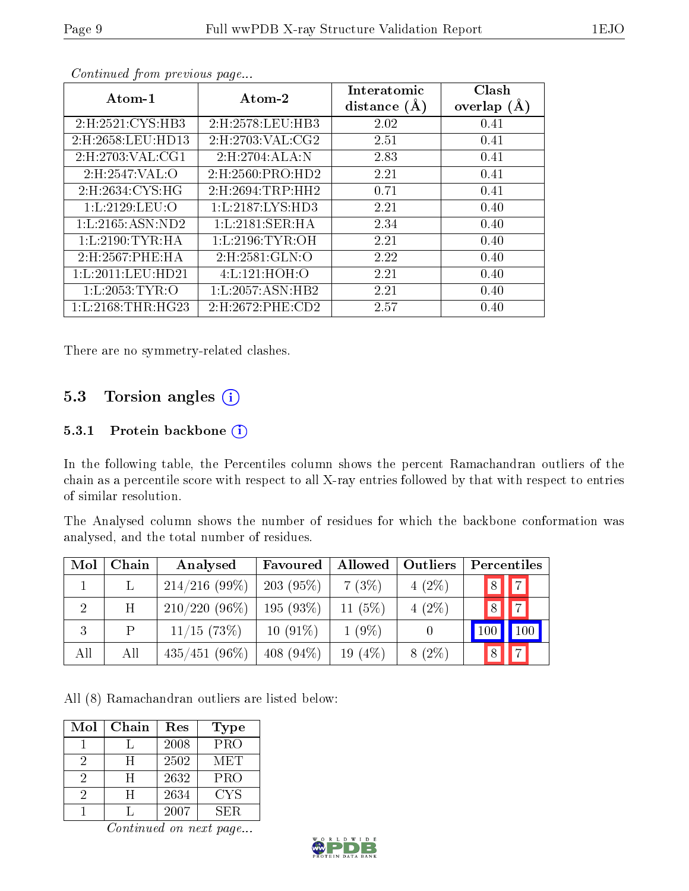*Continued from previous page...*

| Atom-1 | Atom-2 | Interatomic distance (Å) | Clash overlap (Å) |
|---|---|---|---|
| 2:H:2521:CYS:HB3 | 2:H:2578:LEU:HB3 | 2.02 | 0.41 |
| 2:H:2658:LEU:HD13 | 2:H:2703:VAL:CG2 | 2.51 | 0.41 |
| 2:H:2703:VAL:CG1 | 2:H:2704:ALA:N | 2.83 | 0.41 |
| 2:H:2547:VAL:O | 2:H:2560:PRO:HD2 | 2.21 | 0.41 |
| 2:H:2634:CYS:HG | 2:H:2694:TRP:HH2 | 0.71 | 0.41 |
| 1:L:2129:LEU:O | 1:L:2187:LYS:HD3 | 2.21 | 0.40 |
| 1:L:2165:ASN:ND2 | 1:L:2181:SER:HA | 2.34 | 0.40 |
| 1:L:2190:TYR:HA | 1:L:2196:TYR:OH | 2.21 | 0.40 |
| 2:H:2567:PHE:HA | 2:H:2581:GLN:O | 2.22 | 0.40 |
| 1:L:2011:LEU:HD21 | 4:L:121:HOH:O | 2.21 | 0.40 |
| 1:L:2053:TYR:O | 1:L:2057:ASN:HB2 | 2.21 | 0.40 |
| 1:L:2168:THR:HG23 | 2:H:2672:PHE:CD2 | 2.57 | 0.40 |

There are no symmetry-related clashes.

## 5.3 Torsion angles

### 5.3.1 Protein backbone

In the following table, the Percentiles column shows the percent Ramachandran outliers of the chain as a percentile score with respect to all X-ray entries followed by that with respect to entries of similar resolution.

The Analysed column shows the number of residues for which the backbone conformation was analysed, and the total number of residues.

| Mol | Chain | Analysed | Favoured | Allowed | Outliers | Percentiles | |
|---|---|---|---|---|---|---|---|
| 1 | L | 214/216 (99%) | 203 (95%) | 7 (3%) | 4 (2%) | 8 | 7 |
| 2 | H | 210/220 (96%) | 195 (93%) | 11 (5%) | 4 (2%) | 8 | 7 |
| 3 | P | 11/15 (73%) | 10 (91%) | 1 (9%) | 0 | 100 | 100 |
| All | All | 435/451 (96%) | 408 (94%) | 19 (4%) | 8 (2%) | 8 | 7 |

All (8) Ramachandran outliers are listed below:

| Mol | Chain | Res | Type |
|---|---|---|---|
| 1 | L | 2008 | PRO |
| 2 | H | 2502 | MET |
| 2 | H | 2632 | PRO |
| 2 | H | 2634 | CYS |
| 1 | L | 2007 | SER |

*Continued on next page...*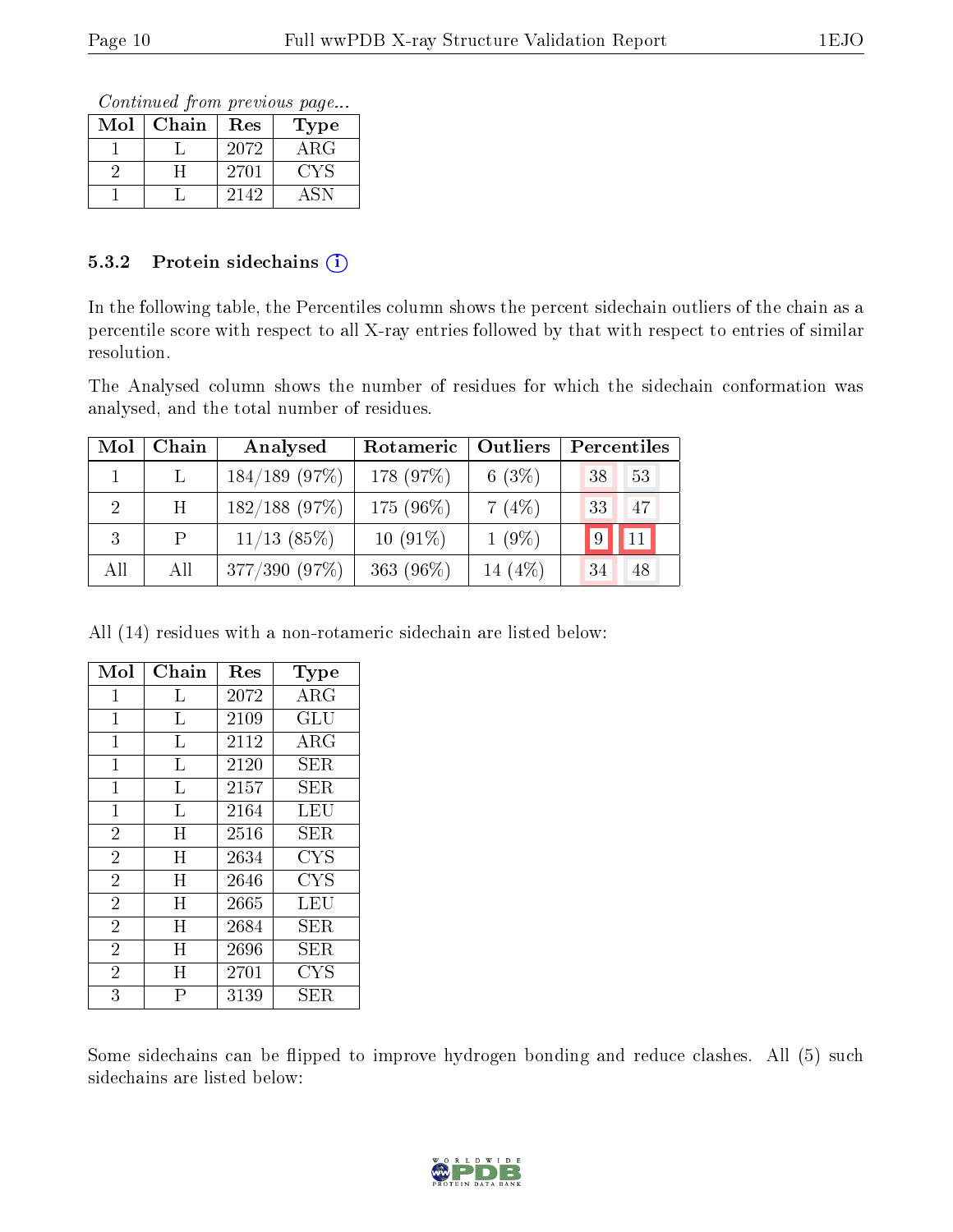*Continued from previous page...*

| Mol | Chain | Res | Type |
|---|---|---|---|
| 1 | L | 2072 | ARG |
| 2 | H | 2701 | CYS |
| 1 | L | 2142 | ASN |

### 5.3.2 Protein sidechains

In the following table, the Percentiles column shows the percent sidechain outliers of the chain as a percentile score with respect to all X-ray entries followed by that with respect to entries of similar resolution.

The Analysed column shows the number of residues for which the sidechain conformation was analysed, and the total number of residues.

| Mol | Chain | Analysed | Rotameric | Outliers | Percentiles | |
|---|---|---|---|---|---|---|
| 1 | L | 184/189 (97%) | 178 (97%) | 6 (3%) | 38 | 53 |
| 2 | H | 182/188 (97%) | 175 (96%) | 7 (4%) | 33 | 47 |
| 3 | P | 11/13 (85%) | 10 (91%) | 1 (9%) | 9 | 11 |
| All | All | 377/390 (97%) | 363 (96%) | 14 (4%) | 34 | 48 |

All (14) residues with a non-rotameric sidechain are listed below:

| Mol | Chain | Res | Type |
|---|---|---|---|
| 1 | L | 2072 | ARG |
| 1 | L | 2109 | GLU |
| 1 | L | 2112 | ARG |
| 1 | L | 2120 | SER |
| 1 | L | 2157 | SER |
| 1 | L | 2164 | LEU |
| 2 | H | 2516 | SER |
| 2 | H | 2634 | CYS |
| 2 | H | 2646 | CYS |
| 2 | H | 2665 | LEU |
| 2 | H | 2684 | SER |
| 2 | H | 2696 | SER |
| 2 | H | 2701 | CYS |
| 3 | P | 3139 | SER |

Some sidechains can be flipped to improve hydrogen bonding and reduce clashes. All (5) such sidechains are listed below: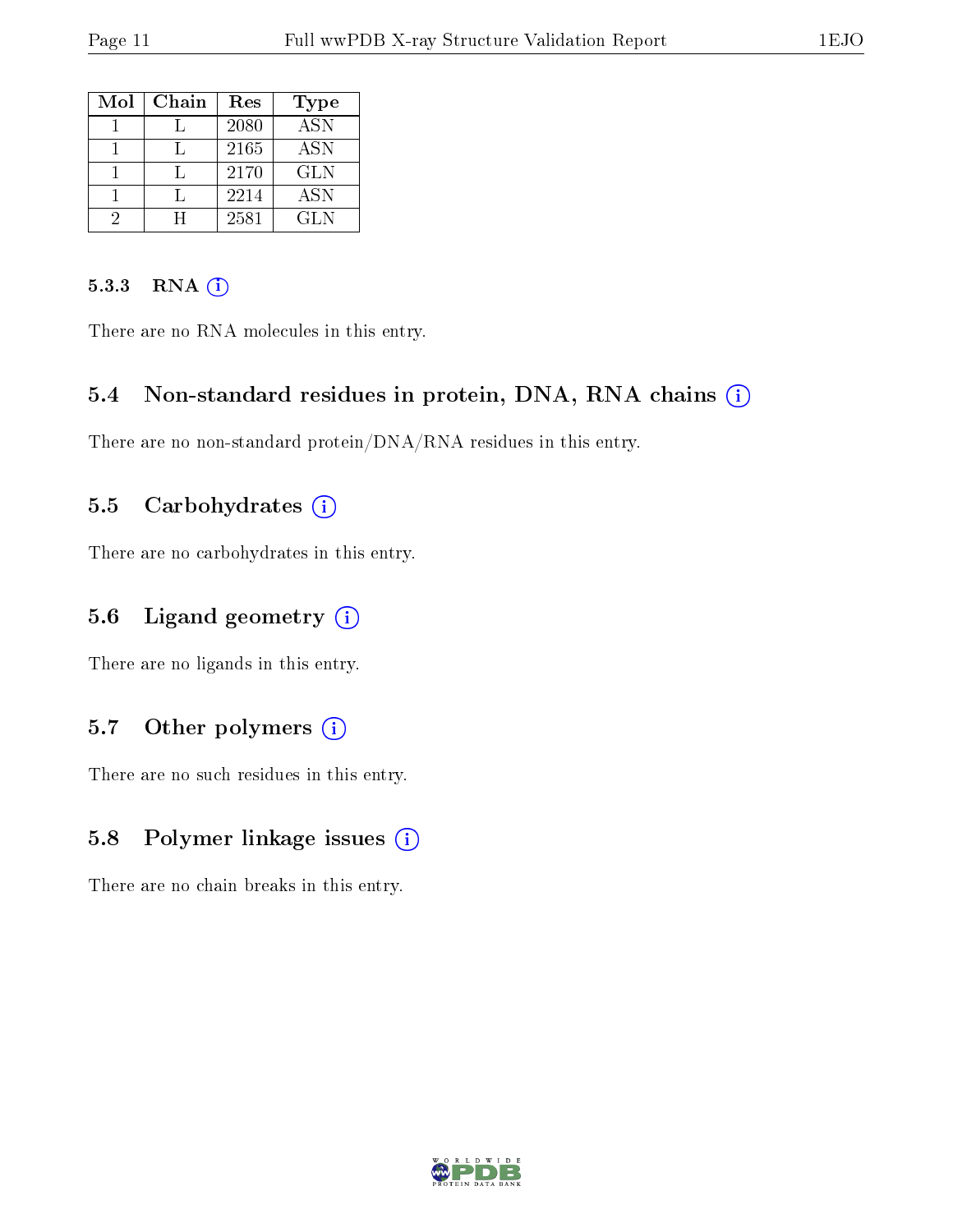| Mol | Chain | Res | Type |
|---|---|---|---|
| 1 | L | 2080 | ASN |
| 1 | L | 2165 | ASN |
| 1 | L | 2170 | GLN |
| 1 | L | 2214 | ASN |
| 2 | H | 2581 | GLN |

#### 5.3.3 RNA (i)

There are no RNA molecules in this entry.

### 5.4 Non-standard residues in protein, DNA, RNA chains (i)

There are no non-standard protein/DNA/RNA residues in this entry.

### 5.5 Carbohydrates (i)

There are no carbohydrates in this entry.

### 5.6 Ligand geometry (i)

There are no ligands in this entry.

### 5.7 Other polymers (i)

There are no such residues in this entry.

### 5.8 Polymer linkage issues (i)

There are no chain breaks in this entry.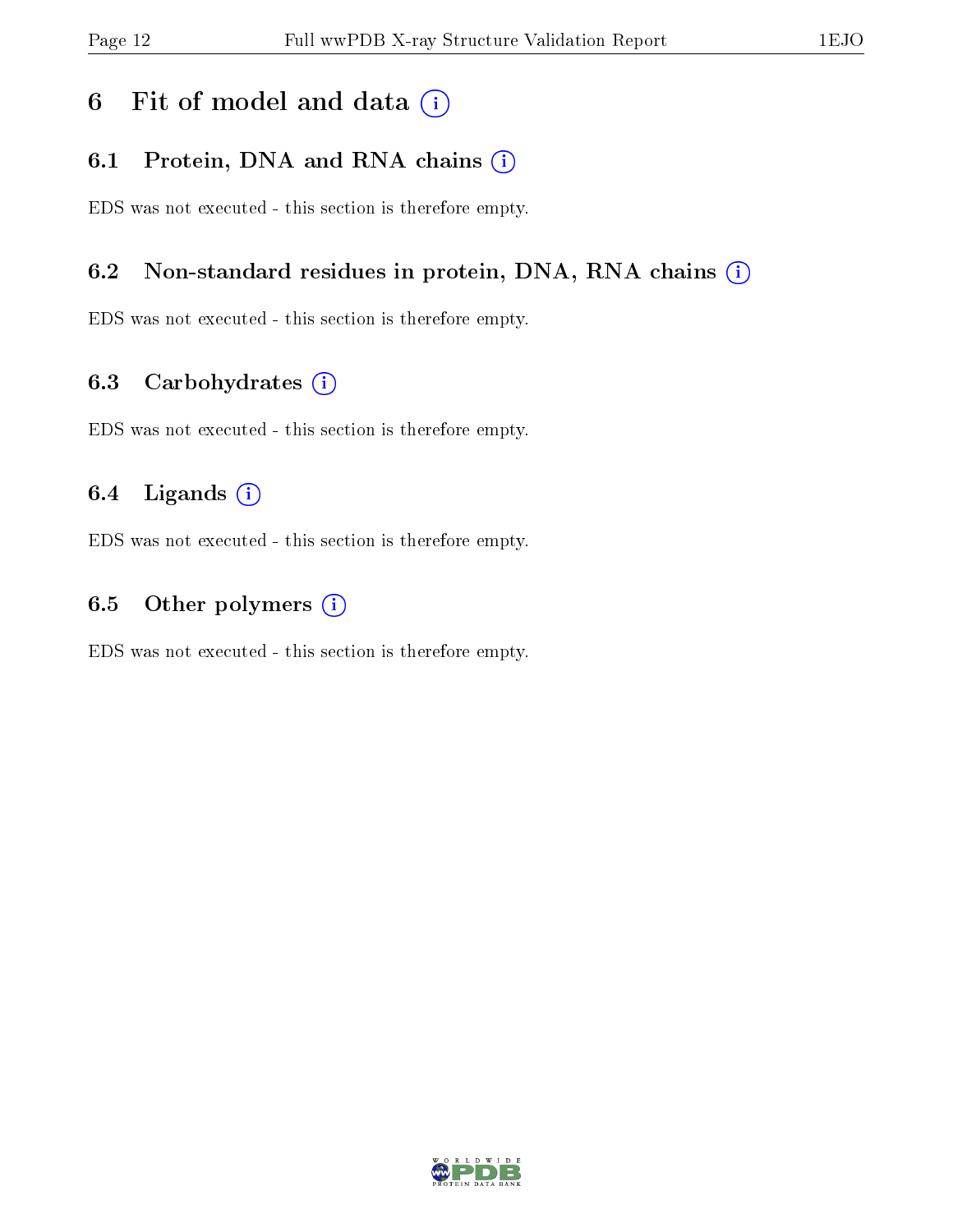# 6 Fit of model and data

## 6.1 Protein, DNA and RNA chains

EDS was not executed - this section is therefore empty.

## 6.2 Non-standard residues in protein, DNA, RNA chains

EDS was not executed - this section is therefore empty.

## 6.3 Carbohydrates

EDS was not executed - this section is therefore empty.

## 6.4 Ligands

EDS was not executed - this section is therefore empty.

## 6.5 Other polymers

EDS was not executed - this section is therefore empty.